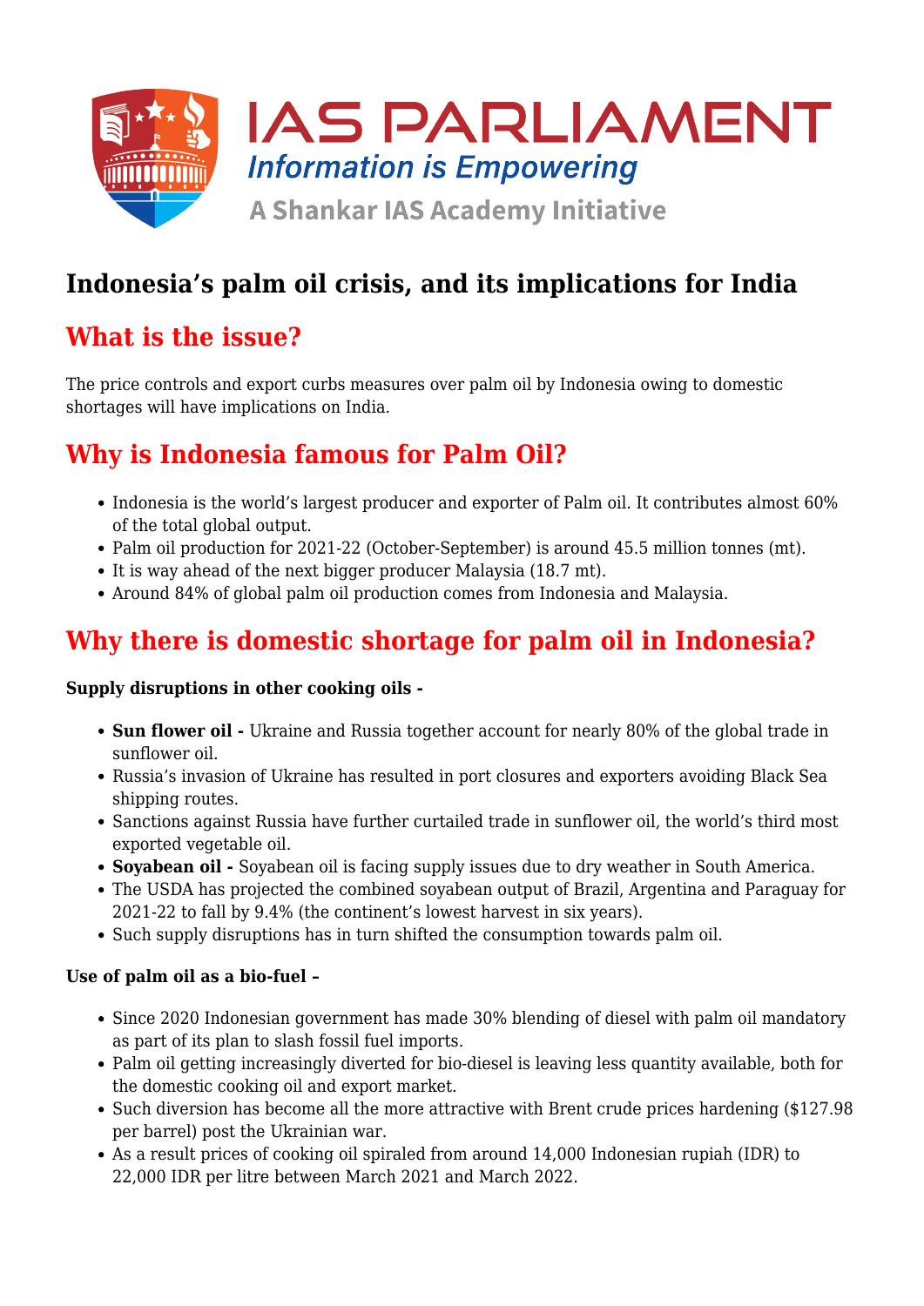# Indonesia's palm oil crisis, and its implications for India

## What is the issue?

The price controls and export curbs measures over palm oil by Indonesia owing to domestic shortages will have implications on India.

## Why is Indonesia famous for Palm Oil?

- Indonesia is the world's largest producer and exporter of Palm oil. It contributes almost 60% of the total global output.
- Palm oil production for 2021-22 (October-September) is around 45.5 million tonnes (mt).
- It is way ahead of the next bigger producer Malaysia (18.7 mt).
- Around 84% of global palm oil production comes from Indonesia and Malaysia.

## Why there is domestic shortage for palm oil in Indonesia?

**Supply disruptions in other cooking oils -**

- **Sun flower oil -** Ukraine and Russia together account for nearly 80% of the global trade in sunflower oil.
- Russia's invasion of Ukraine has resulted in port closures and exporters avoiding Black Sea shipping routes.
- Sanctions against Russia have further curtailed trade in sunflower oil, the world's third most exported vegetable oil.
- **Soyabean oil -** Soyabean oil is facing supply issues due to dry weather in South America.
- The USDA has projected the combined soyabean output of Brazil, Argentina and Paraguay for 2021-22 to fall by 9.4% (the continent's lowest harvest in six years).
- Such supply disruptions has in turn shifted the consumption towards palm oil.

**Use of palm oil as a bio-fuel –**

- Since 2020 Indonesian government has made 30% blending of diesel with palm oil mandatory as part of its plan to slash fossil fuel imports.
- Palm oil getting increasingly diverted for bio-diesel is leaving less quantity available, both for the domestic cooking oil and export market.
- Such diversion has become all the more attractive with Brent crude prices hardening ($127.98 per barrel) post the Ukrainian war.
- As a result prices of cooking oil spiraled from around 14,000 Indonesian rupiah (IDR) to 22,000 IDR per litre between March 2021 and March 2022.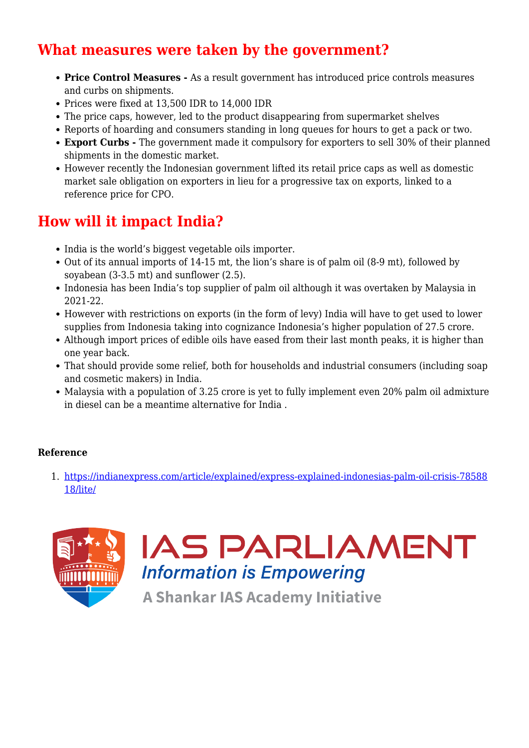## What measures were taken by the government?

- **Price Control Measures -** As a result government has introduced price controls measures and curbs on shipments.
- Prices were fixed at 13,500 IDR to 14,000 IDR
- The price caps, however, led to the product disappearing from supermarket shelves
- Reports of hoarding and consumers standing in long queues for hours to get a pack or two.
- **Export Curbs -** The government made it compulsory for exporters to sell 30% of their planned shipments in the domestic market.
- However recently the Indonesian government lifted its retail price caps as well as domestic market sale obligation on exporters in lieu for a progressive tax on exports, linked to a reference price for CPO.

## How will it impact India?

- India is the world's biggest vegetable oils importer.
- Out of its annual imports of 14-15 mt, the lion's share is of palm oil (8-9 mt), followed by soyabean (3-3.5 mt) and sunflower (2.5).
- Indonesia has been India's top supplier of palm oil although it was overtaken by Malaysia in 2021-22.
- However with restrictions on exports (in the form of levy) India will have to get used to lower supplies from Indonesia taking into cognizance Indonesia's higher population of 27.5 crore.
- Although import prices of edible oils have eased from their last month peaks, it is higher than one year back.
- That should provide some relief, both for households and industrial consumers (including soap and cosmetic makers) in India.
- Malaysia with a population of 3.25 crore is yet to fully implement even 20% palm oil admixture in diesel can be a meantime alternative for India .

**Reference**

1. https://indianexpress.com/article/explained/express-explained-indonesias-palm-oil-crisis-7858818/lite/

IAS PARLIAMENT
*Information is Empowering*
A Shankar IAS Academy Initiative